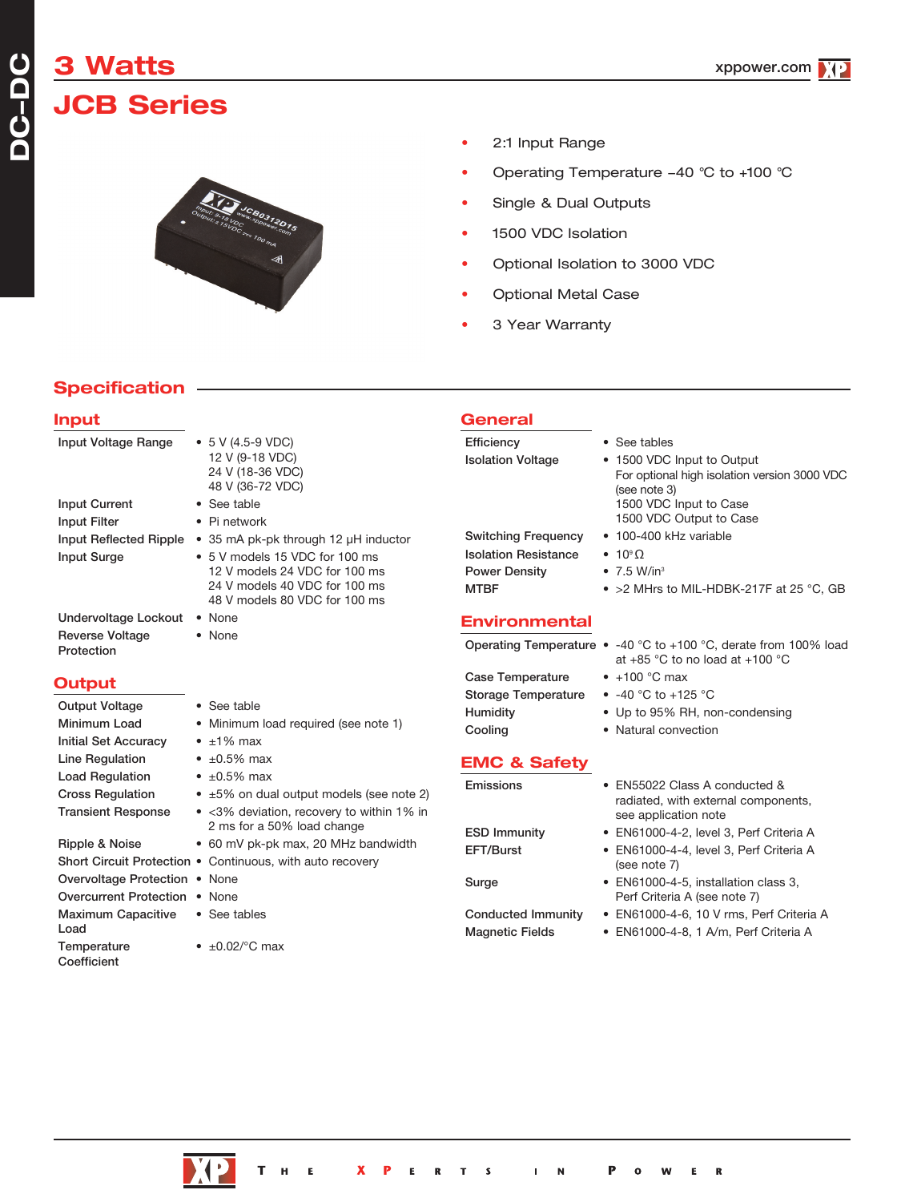# 3 Watts

# JCB Series

- 2:1 Input Range
- Operating Temperature −40 °C to +100 °C
- Single & Dual Outputs
- 1500 VDC Isolation
- Optional Isolation to 3000 VDC
- Optional Metal Case
- 3 Year Warranty

## Specification

### Input

| | |
|---|---|
| Input Voltage Range | • 5 V (4.5-9 VDC)<br>12 V (9-18 VDC)<br>24 V (18-36 VDC)<br>48 V (36-72 VDC) |
| Input Current | • See table |
| Input Filter | • Pi network |
| Input Reflected Ripple | • 35 mA pk-pk through 12 µH inductor |
| Input Surge | • 5 V models 15 VDC for 100 ms<br>12 V models 24 VDC for 100 ms<br>24 V models 40 VDC for 100 ms<br>48 V models 80 VDC for 100 ms |
| Undervoltage Lockout | • None |
| Reverse Voltage Protection | • None |

### Output

| | |
|---|---|
| Output Voltage | • See table |
| Minimum Load | • Minimum load required (see note 1) |
| Initial Set Accuracy | • ±1% max |
| Line Regulation | • ±0.5% max |
| Load Regulation | • ±0.5% max |
| Cross Regulation | • ±5% on dual output models (see note 2) |
| Transient Response | • <3% deviation, recovery to within 1% in 2 ms for a 50% load change |
| Ripple & Noise | • 60 mV pk-pk max, 20 MHz bandwidth |
| Short Circuit Protection | • Continuous, with auto recovery |
| Overvoltage Protection | • None |
| Overcurrent Protection | • None |
| Maximum Capacitive Load | • See tables |
| Temperature Coefficient | • ±0.02/°C max |

### General

| | |
|---|---|
| Efficiency | • See tables |
| Isolation Voltage | • 1500 VDC Input to Output<br>For optional high isolation version 3000 VDC (see note 3)<br>1500 VDC Input to Case<br>1500 VDC Output to Case |
| Switching Frequency | • 100-400 kHz variable |
| Isolation Resistance | • $10^9\,\Omega$ |
| Power Density | • 7.5 W/in³ |
| MTBF | • >2 MHrs to MIL-HDBK-217F at 25 °C, GB |

### Environmental

| | |
|---|---|
| Operating Temperature | • -40 °C to +100 °C, derate from 100% load at +85 °C to no load at +100 °C |
| Case Temperature | • +100 °C max |
| Storage Temperature | • -40 °C to +125 °C |
| Humidity | • Up to 95% RH, non-condensing |
| Cooling | • Natural convection |

### EMC & Safety

| | |
|---|---|
| Emissions | • EN55022 Class A conducted & radiated, with external components, see application note |
| ESD Immunity | • EN61000-4-2, level 3, Perf Criteria A |
| EFT/Burst | • EN61000-4-4, level 3, Perf Criteria A (see note 7) |
| Surge | • EN61000-4-5, installation class 3, Perf Criteria A (see note 7) |
| Conducted Immunity | • EN61000-4-6, 10 V rms, Perf Criteria A |
| Magnetic Fields | • EN61000-4-8, 1 A/m, Perf Criteria A |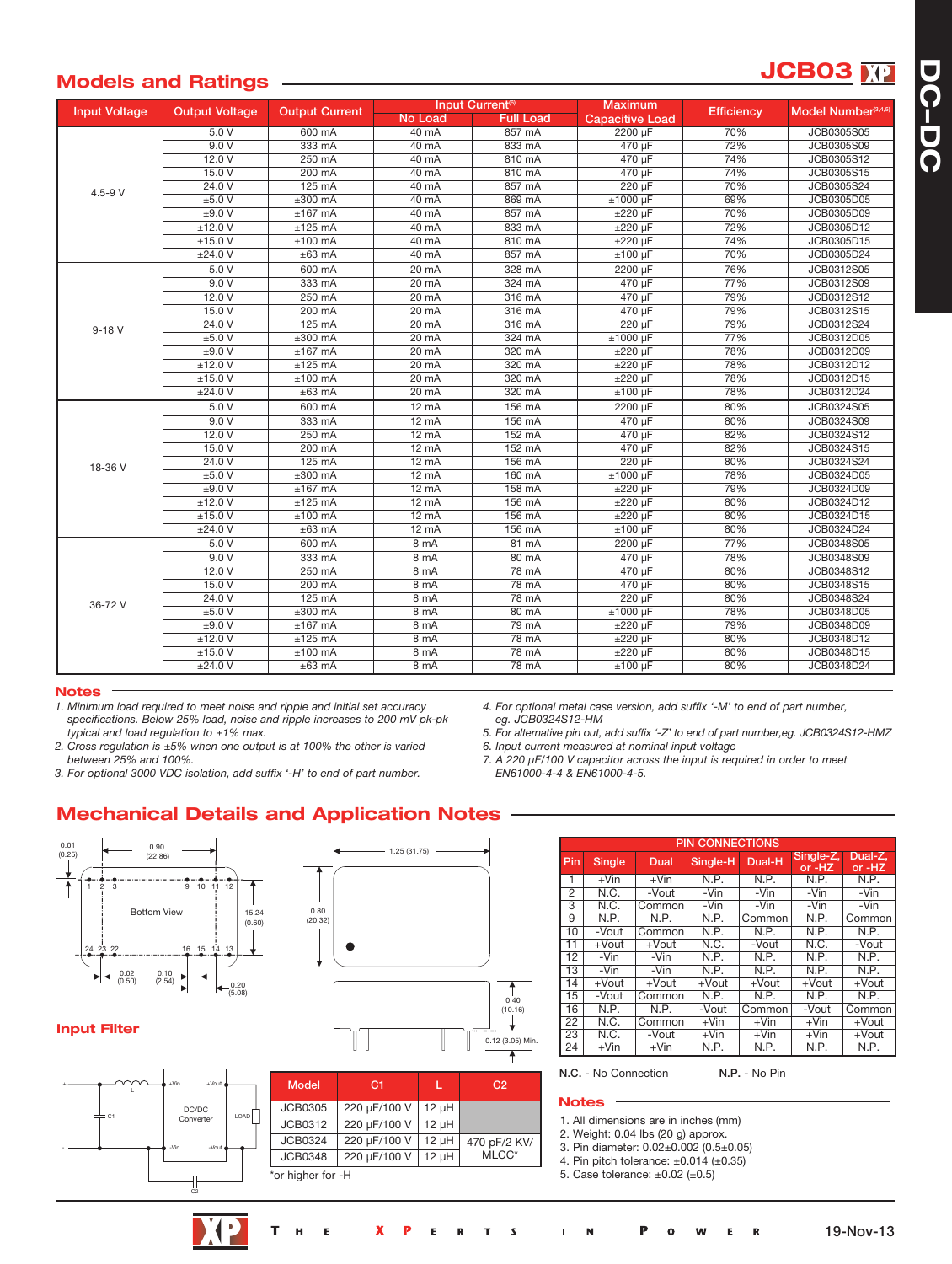## Models and Ratings

**JCB03**

| Input Voltage | Output Voltage | Output Current | Input Current[6] | | Maximum Capacitive Load | Efficiency | Model Number[3,4,5] |
|---|---|---|---|---|---|---|---|
| | | | No Load | Full Load | | | |
| 4.5-9 V | 5.0 V | 600 mA | 40 mA | 857 mA | 2200 µF | 70% | JCB0305S05 |
| | 9.0 V | 333 mA | 40 mA | 833 mA | 470 µF | 72% | JCB0305S09 |
| | 12.0 V | 250 mA | 40 mA | 810 mA | 470 µF | 74% | JCB0305S12 |
| | 15.0 V | 200 mA | 40 mA | 810 mA | 470 µF | 74% | JCB0305S15 |
| | 24.0 V | 125 mA | 40 mA | 857 mA | 220 µF | 70% | JCB0305S24 |
| | ±5.0 V | ±300 mA | 40 mA | 869 mA | ±1000 µF | 69% | JCB0305D05 |
| | ±9.0 V | ±167 mA | 40 mA | 857 mA | ±220 µF | 70% | JCB0305D09 |
| | ±12.0 V | ±125 mA | 40 mA | 833 mA | ±220 µF | 72% | JCB0305D12 |
| | ±15.0 V | ±100 mA | 40 mA | 810 mA | ±220 µF | 74% | JCB0305D15 |
| | ±24.0 V | ±63 mA | 40 mA | 857 mA | ±100 µF | 70% | JCB0305D24 |
| 9-18 V | 5.0 V | 600 mA | 20 mA | 328 mA | 2200 µF | 76% | JCB0312S05 |
| | 9.0 V | 333 mA | 20 mA | 324 mA | 470 µF | 77% | JCB0312S09 |
| | 12.0 V | 250 mA | 20 mA | 316 mA | 470 µF | 79% | JCB0312S12 |
| | 15.0 V | 200 mA | 20 mA | 316 mA | 470 µF | 79% | JCB0312S15 |
| | 24.0 V | 125 mA | 20 mA | 316 mA | 220 µF | 79% | JCB0312S24 |
| | ±5.0 V | ±300 mA | 20 mA | 324 mA | ±1000 µF | 77% | JCB0312D05 |
| | ±9.0 V | ±167 mA | 20 mA | 320 mA | ±220 µF | 78% | JCB0312D09 |
| | ±12.0 V | ±125 mA | 20 mA | 320 mA | ±220 µF | 78% | JCB0312D12 |
| | ±15.0 V | ±100 mA | 20 mA | 320 mA | ±220 µF | 78% | JCB0312D15 |
| | ±24.0 V | ±63 mA | 20 mA | 320 mA | ±100 µF | 78% | JCB0312D24 |
| 18-36 V | 5.0 V | 600 mA | 12 mA | 156 mA | 2200 µF | 80% | JCB0324S05 |
| | 9.0 V | 333 mA | 12 mA | 156 mA | 470 µF | 80% | JCB0324S09 |
| | 12.0 V | 250 mA | 12 mA | 152 mA | 470 µF | 82% | JCB0324S12 |
| | 15.0 V | 200 mA | 12 mA | 152 mA | 470 µF | 82% | JCB0324S15 |
| | 24.0 V | 125 mA | 12 mA | 156 mA | 220 µF | 80% | JCB0324S24 |
| | ±5.0 V | ±300 mA | 12 mA | 160 mA | ±1000 µF | 78% | JCB0324D05 |
| | ±9.0 V | ±167 mA | 12 mA | 158 mA | ±220 µF | 79% | JCB0324D09 |
| | ±12.0 V | ±125 mA | 12 mA | 156 mA | ±220 µF | 80% | JCB0324D12 |
| | ±15.0 V | ±100 mA | 12 mA | 156 mA | ±220 µF | 80% | JCB0324D15 |
| | ±24.0 V | ±63 mA | 12 mA | 156 mA | ±100 µF | 80% | JCB0324D24 |
| 36-72 V | 5.0 V | 600 mA | 8 mA | 81 mA | 2200 µF | 77% | JCB0348S05 |
| | 9.0 V | 333 mA | 8 mA | 80 mA | 470 µF | 78% | JCB0348S09 |
| | 12.0 V | 250 mA | 8 mA | 78 mA | 470 µF | 80% | JCB0348S12 |
| | 15.0 V | 200 mA | 8 mA | 78 mA | 470 µF | 80% | JCB0348S15 |
| | 24.0 V | 125 mA | 8 mA | 78 mA | 220 µF | 80% | JCB0348S24 |
| | ±5.0 V | ±300 mA | 8 mA | 80 mA | ±1000 µF | 78% | JCB0348D05 |
| | ±9.0 V | ±167 mA | 8 mA | 79 mA | ±220 µF | 79% | JCB0348D09 |
| | ±12.0 V | ±125 mA | 8 mA | 78 mA | ±220 µF | 80% | JCB0348D12 |
| | ±15.0 V | ±100 mA | 8 mA | 78 mA | ±220 µF | 80% | JCB0348D15 |
| | ±24.0 V | ±63 mA | 8 mA | 78 mA | ±100 µF | 80% | JCB0348D24 |

### Notes

1. *Minimum load required to meet noise and ripple and initial set accuracy specifications. Below 25% load, noise and ripple increases to 200 mV pk-pk typical and load regulation to ±1% max.*
2. *Cross regulation is ±5% when one output is at 100% the other is varied between 25% and 100%.*
3. *For optional 3000 VDC isolation, add suffix '-H' to end of part number.*
4. *For optional metal case version, add suffix '-M' to end of part number, eg. JCB0324S12-HM*
5. *For alternative pin out, add suffix '-Z' to end of part number,eg. JCB0324S12-HMZ*
6. *Input current measured at nominal input voltage*
7. *A 220 µF/100 V capacitor across the input is required in order to meet EN61000-4-4 & EN61000-4-5.*

## Mechanical Details and Application Notes

0.01 (0.25)
0.90 (22.86)
1 2 3 9 10 11 12
Bottom View
15.24 (0.60)
24 23 22 16 15 14 13
0.02 (0.50)
0.10 (2.54)
0.20 (5.08)
1.25 (31.75)
0.80 (20.32)
0.40 (10.16)
0.12 (3.05) Min.

| PIN CONNECTIONS | | | | | | |
|---|---|---|---|---|---|---|
| Pin | Single | Dual | Single-H | Dual-H | Single-Z, or -HZ | Dual-Z, or -HZ |
| 1 | +Vin | +Vin | N.P. | N.P. | N.P. | N.P. |
| 2 | N.C. | -Vout | -Vin | -Vin | -Vin | -Vin |
| 3 | N.C. | Common | -Vin | -Vin | -Vin | -Vin |
| 9 | N.P. | N.P. | N.P. | Common | N.P. | Common |
| 10 | -Vout | Common | N.P. | N.P. | N.P. | N.P. |
| 11 | +Vout | +Vout | N.C. | -Vout | N.C. | -Vout |
| 12 | -Vin | -Vin | N.P. | N.P. | N.P. | N.P. |
| 13 | -Vin | -Vin | N.P. | N.P. | N.P. | N.P. |
| 14 | +Vout | +Vout | +Vout | +Vout | +Vout | +Vout |
| 15 | -Vout | Common | N.P. | N.P. | N.P. | N.P. |
| 16 | N.P. | N.P. | -Vout | Common | -Vout | Common |
| 22 | N.C. | Common | +Vin | +Vin | +Vin | +Vout |
| 23 | N.C. | -Vout | +Vin | +Vin | +Vin | +Vout |
| 24 | +Vin | +Vin | N.P. | N.P. | N.P. | N.P. |

N.C. - No Connection    N.P. - No Pin

### Input Filter

+Vin +Vout
L
C1
DC/DC Converter
LOAD
-Vin -Vout
C2

| Model | C1 | L | C2 |
|---|---|---|---|
| JCB0305 | 220 µF/100 V | 12 µH | |
| JCB0312 | 220 µF/100 V | 12 µH | |
| JCB0324 | 220 µF/100 V | 12 µH | 470 pF/2 KV/ MLCC* |
| JCB0348 | 220 µF/100 V | 12 µH | |

*or higher for -H

### Notes

1. All dimensions are in inches (mm)
2. Weight: 0.04 lbs (20 g) approx.
3. Pin diameter: 0.02±0.002 (0.5±0.05)
4. Pin pitch tolerance: ±0.014 (±0.35)
5. Case tolerance: ±0.02 (±0.5)

19-Nov-13